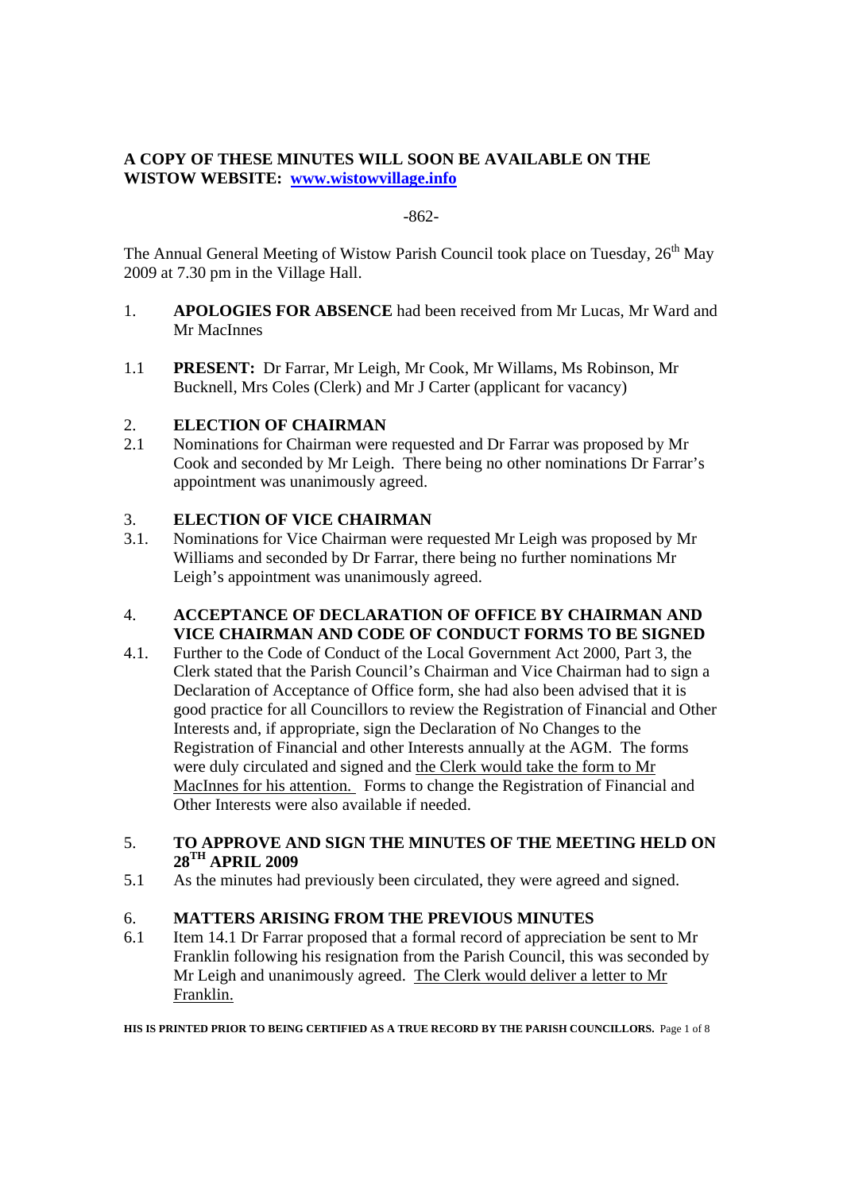**A COPY OF THESE MINUTES WILL SOON BE AVAILABLE ON THE WISTOW WEBSITE: [www.wistowvillage.info](www.wistowvillage.info)**

-862-

The Annual General Meeting of Wistow Parish Council took place on Tuesday, 26th May 2009 at 7.30 pm in the Village Hall.

1. **APOLOGIES FOR ABSENCE** had been received from Mr Lucas, Mr Ward and Mr MacInnes

1.1 **PRESENT:** Dr Farrar, Mr Leigh, Mr Cook, Mr Willams, Ms Robinson, Mr Bucknell, Mrs Coles (Clerk) and Mr J Carter (applicant for vacancy)

## 2. ELECTION OF CHAIRMAN

2.1 Nominations for Chairman were requested and Dr Farrar was proposed by Mr Cook and seconded by Mr Leigh. There being no other nominations Dr Farrar's appointment was unanimously agreed.

## 3. ELECTION OF VICE CHAIRMAN

3.1. Nominations for Vice Chairman were requested Mr Leigh was proposed by Mr Williams and seconded by Dr Farrar, there being no further nominations Mr Leigh's appointment was unanimously agreed.

## 4. ACCEPTANCE OF DECLARATION OF OFFICE BY CHAIRMAN AND VICE CHAIRMAN AND CODE OF CONDUCT FORMS TO BE SIGNED

4.1. Further to the Code of Conduct of the Local Government Act 2000, Part 3, the Clerk stated that the Parish Council's Chairman and Vice Chairman had to sign a Declaration of Acceptance of Office form, she had also been advised that it is good practice for all Councillors to review the Registration of Financial and Other Interests and, if appropriate, sign the Declaration of No Changes to the Registration of Financial and other Interests annually at the AGM. The forms were duly circulated and signed and <u>the Clerk would take the form to Mr MacInnes for his attention.</u> Forms to change the Registration of Financial and Other Interests were also available if needed.

## 5. TO APPROVE AND SIGN THE MINUTES OF THE MEETING HELD ON 28TH APRIL 2009

5.1 As the minutes had previously been circulated, they were agreed and signed.

## 6. MATTERS ARISING FROM THE PREVIOUS MINUTES

6.1 Item 14.1 Dr Farrar proposed that a formal record of appreciation be sent to Mr Franklin following his resignation from the Parish Council, this was seconded by Mr Leigh and unanimously agreed. <u>The Clerk would deliver a letter to Mr Franklin.</u>

**HIS IS PRINTED PRIOR TO BEING CERTIFIED AS A TRUE RECORD BY THE PARISH COUNCILLORS.**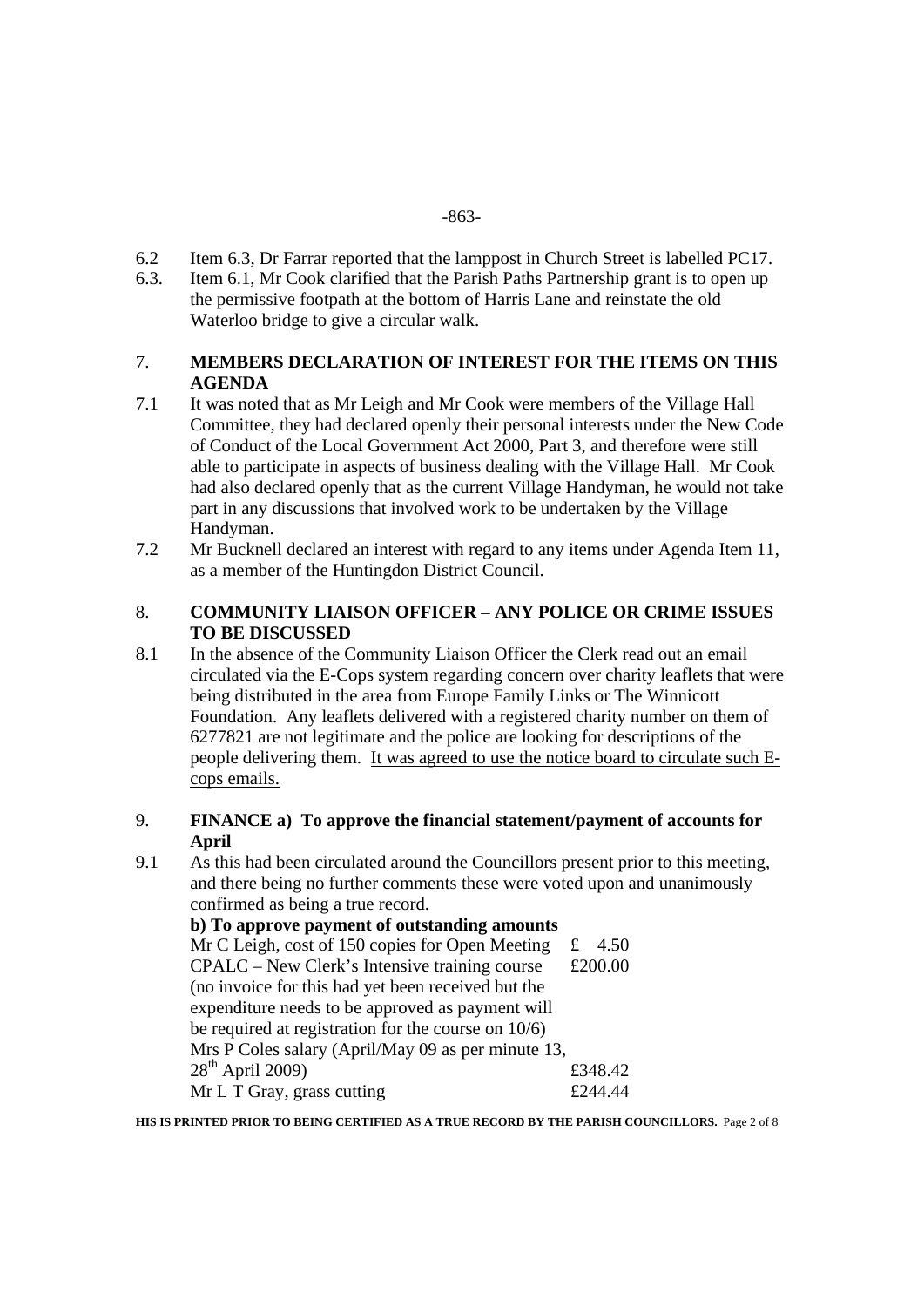6.2 Item 6.3, Dr Farrar reported that the lamppost in Church Street is labelled PC17.

6.3. Item 6.1, Mr Cook clarified that the Parish Paths Partnership grant is to open up the permissive footpath at the bottom of Harris Lane and reinstate the old Waterloo bridge to give a circular walk.

## 7. MEMBERS DECLARATION OF INTEREST FOR THE ITEMS ON THIS AGENDA

7.1 It was noted that as Mr Leigh and Mr Cook were members of the Village Hall Committee, they had declared openly their personal interests under the New Code of Conduct of the Local Government Act 2000, Part 3, and therefore were still able to participate in aspects of business dealing with the Village Hall. Mr Cook had also declared openly that as the current Village Handyman, he would not take part in any discussions that involved work to be undertaken by the Village Handyman.

7.2 Mr Bucknell declared an interest with regard to any items under Agenda Item 11, as a member of the Huntingdon District Council.

## 8. COMMUNITY LIAISON OFFICER – ANY POLICE OR CRIME ISSUES TO BE DISCUSSED

8.1 In the absence of the Community Liaison Officer the Clerk read out an email circulated via the E-Cops system regarding concern over charity leaflets that were being distributed in the area from Europe Family Links or The Winnicott Foundation. Any leaflets delivered with a registered charity number on them of 6277821 are not legitimate and the police are looking for descriptions of the people delivering them. <u>It was agreed to use the notice board to circulate such E-cops emails.</u>

## 9. FINANCE a) To approve the financial statement/payment of accounts for April

9.1 As this had been circulated around the Councillors present prior to this meeting, and there being no further comments these were voted upon and unanimously confirmed as being a true record.

**b) To approve payment of outstanding amounts**

| | |
|---|---|
| Mr C Leigh, cost of 150 copies for Open Meeting | £ 4.50 |
| CPALC – New Clerk's Intensive training course (no invoice for this had yet been received but the expenditure needs to be approved as payment will be required at registration for the course on 10/6) | £200.00 |
| Mrs P Coles salary (April/May 09 as per minute 13, 28th April 2009) | £348.42 |
| Mr L T Gray, grass cutting | £244.44 |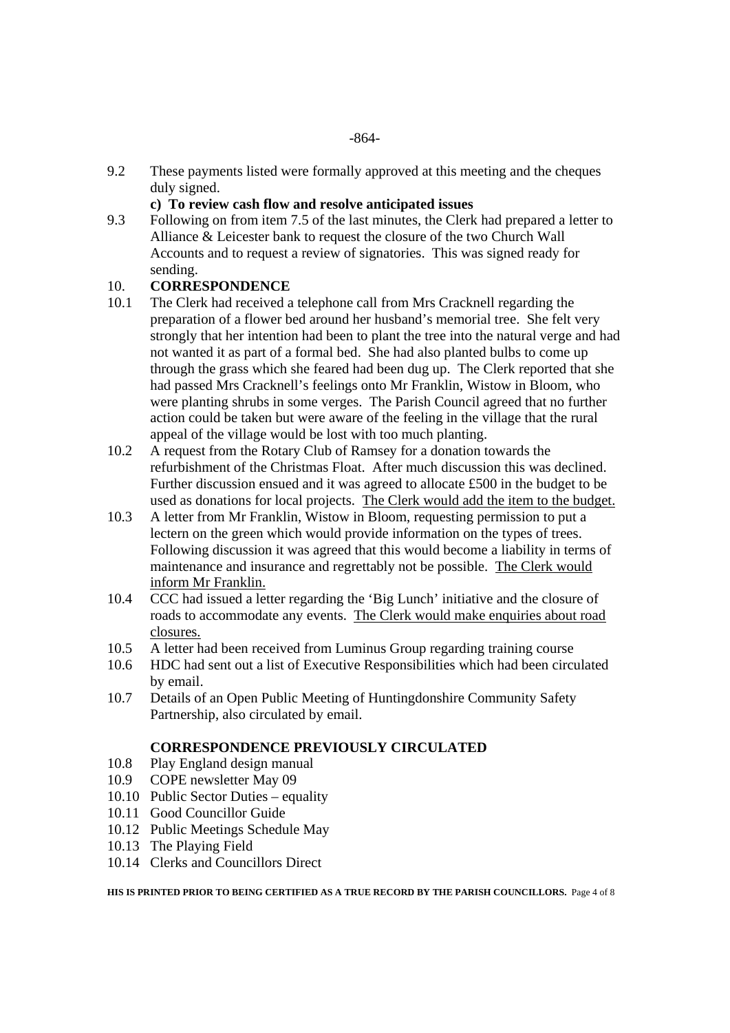9.2 These payments listed were formally approved at this meeting and the cheques duly signed.

**c) To review cash flow and resolve anticipated issues**

9.3 Following on from item 7.5 of the last minutes, the Clerk had prepared a letter to Alliance & Leicester bank to request the closure of the two Church Wall Accounts and to request a review of signatories. This was signed ready for sending.

10. **CORRESPONDENCE**

10.1 The Clerk had received a telephone call from Mrs Cracknell regarding the preparation of a flower bed around her husband's memorial tree. She felt very strongly that her intention had been to plant the tree into the natural verge and had not wanted it as part of a formal bed. She had also planted bulbs to come up through the grass which she feared had been dug up. The Clerk reported that she had passed Mrs Cracknell's feelings onto Mr Franklin, Wistow in Bloom, who were planting shrubs in some verges. The Parish Council agreed that no further action could be taken but were aware of the feeling in the village that the rural appeal of the village would be lost with too much planting.

10.2 A request from the Rotary Club of Ramsey for a donation towards the refurbishment of the Christmas Float. After much discussion this was declined. Further discussion ensued and it was agreed to allocate £500 in the budget to be used as donations for local projects. <u>The Clerk would add the item to the budget.</u>

10.3 A letter from Mr Franklin, Wistow in Bloom, requesting permission to put a lectern on the green which would provide information on the types of trees. Following discussion it was agreed that this would become a liability in terms of maintenance and insurance and regrettably not be possible. <u>The Clerk would inform Mr Franklin.</u>

10.4 CCC had issued a letter regarding the 'Big Lunch' initiative and the closure of roads to accommodate any events. <u>The Clerk would make enquiries about road closures.</u>

10.5 A letter had been received from Luminus Group regarding training course

10.6 HDC had sent out a list of Executive Responsibilities which had been circulated by email.

10.7 Details of an Open Public Meeting of Huntingdonshire Community Safety Partnership, also circulated by email.

**CORRESPONDENCE PREVIOUSLY CIRCULATED**

10.8 Play England design manual

10.9 COPE newsletter May 09

10.10 Public Sector Duties – equality

10.11 Good Councillor Guide

10.12 Public Meetings Schedule May

10.13 The Playing Field

10.14 Clerks and Councillors Direct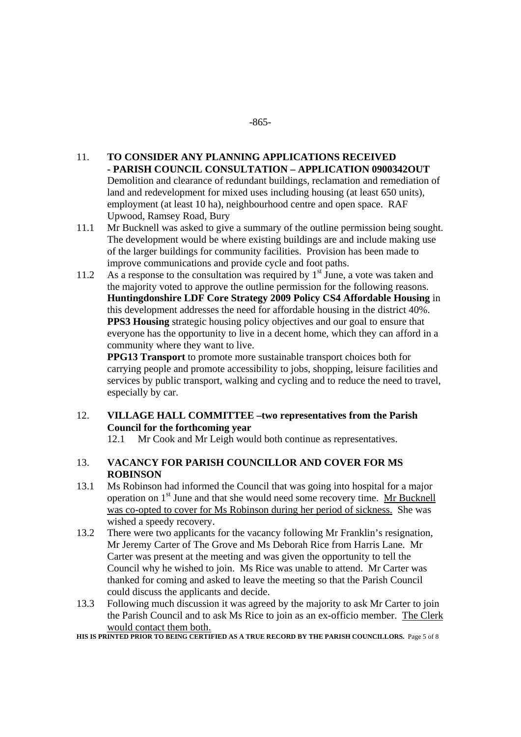11. **TO CONSIDER ANY PLANNING APPLICATIONS RECEIVED - PARISH COUNCIL CONSULTATION – APPLICATION 0900342OUT**
Demolition and clearance of redundant buildings, reclamation and remediation of land and redevelopment for mixed uses including housing (at least 650 units), employment (at least 10 ha), neighbourhood centre and open space. RAF Upwood, Ramsey Road, Bury

11.1 Mr Bucknell was asked to give a summary of the outline permission being sought. The development would be where existing buildings are and include making use of the larger buildings for community facilities. Provision has been made to improve communications and provide cycle and foot paths.

11.2 As a response to the consultation was required by 1st June, a vote was taken and the majority voted to approve the outline permission for the following reasons.
**Huntingdonshire LDF Core Strategy 2009 Policy CS4 Affordable Housing** in this development addresses the need for affordable housing in the district 40%.
**PPS3 Housing** strategic housing policy objectives and our goal to ensure that everyone has the opportunity to live in a decent home, which they can afford in a community where they want to live.
**PPG13 Transport** to promote more sustainable transport choices both for carrying people and promote accessibility to jobs, shopping, leisure facilities and services by public transport, walking and cycling and to reduce the need to travel, especially by car.

12. **VILLAGE HALL COMMITTEE –two representatives from the Parish Council for the forthcoming year**

12.1 Mr Cook and Mr Leigh would both continue as representatives.

13. **VACANCY FOR PARISH COUNCILLOR AND COVER FOR MS ROBINSON**

13.1 Ms Robinson had informed the Council that was going into hospital for a major operation on 1st June and that she would need some recovery time. Mr Bucknell was co-opted to cover for Ms Robinson during her period of sickness. She was wished a speedy recovery.

13.2 There were two applicants for the vacancy following Mr Franklin's resignation, Mr Jeremy Carter of The Grove and Ms Deborah Rice from Harris Lane. Mr Carter was present at the meeting and was given the opportunity to tell the Council why he wished to join. Ms Rice was unable to attend. Mr Carter was thanked for coming and asked to leave the meeting so that the Parish Council could discuss the applicants and decide.

13.3 Following much discussion it was agreed by the majority to ask Mr Carter to join the Parish Council and to ask Ms Rice to join as an ex-officio member. The Clerk would contact them both.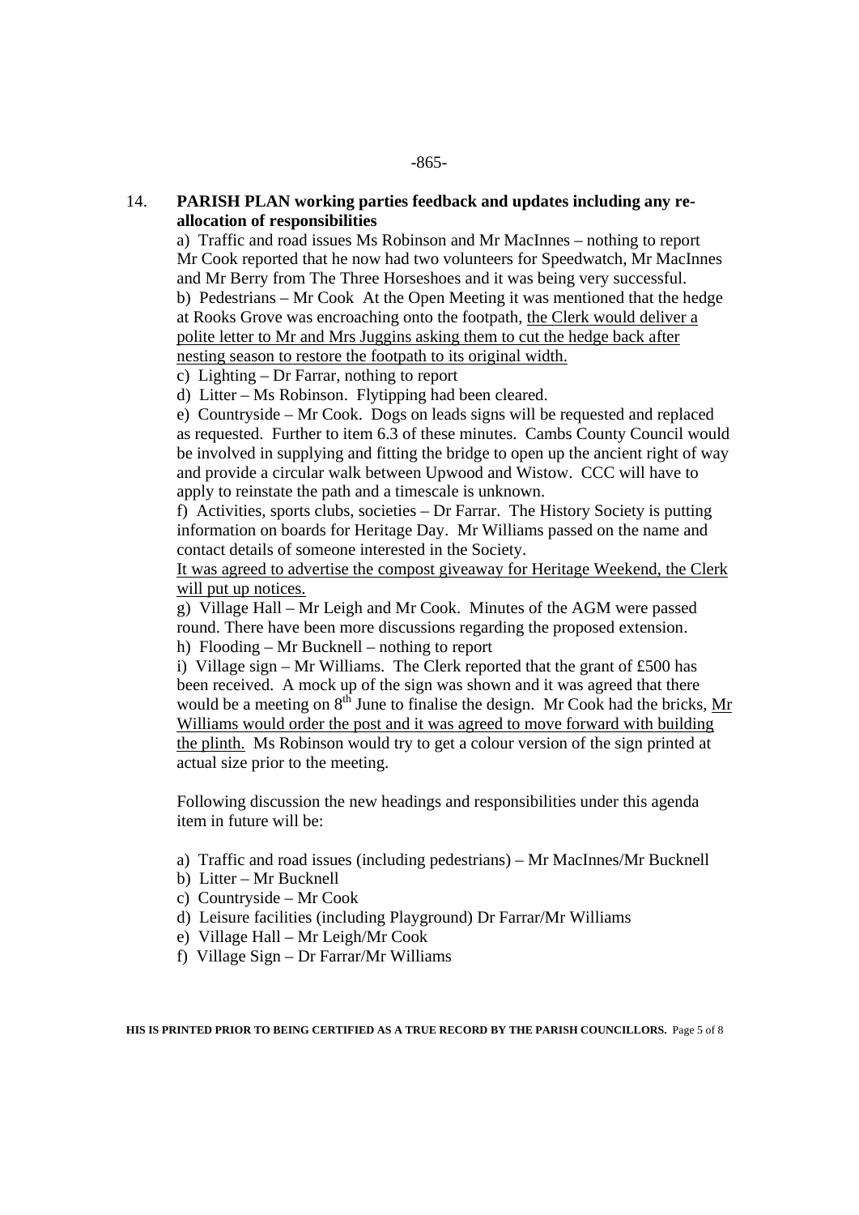14. **PARISH PLAN working parties feedback and updates including any re-allocation of responsibilities**

a) Traffic and road issues Ms Robinson and Mr MacInnes – nothing to report Mr Cook reported that he now had two volunteers for Speedwatch, Mr MacInnes and Mr Berry from The Three Horseshoes and it was being very successful.

b) Pedestrians – Mr Cook At the Open Meeting it was mentioned that the hedge at Rooks Grove was encroaching onto the footpath, <u>the Clerk would deliver a polite letter to Mr and Mrs Juggins asking them to cut the hedge back after nesting season to restore the footpath to its original width.</u>

c) Lighting – Dr Farrar, nothing to report

d) Litter – Ms Robinson. Flytipping had been cleared.

e) Countryside – Mr Cook. Dogs on leads signs will be requested and replaced as requested. Further to item 6.3 of these minutes. Cambs County Council would be involved in supplying and fitting the bridge to open up the ancient right of way and provide a circular walk between Upwood and Wistow. CCC will have to apply to reinstate the path and a timescale is unknown.

f) Activities, sports clubs, societies – Dr Farrar. The History Society is putting information on boards for Heritage Day. Mr Williams passed on the name and contact details of someone interested in the Society.

<u>It was agreed to advertise the compost giveaway for Heritage Weekend, the Clerk will put up notices.</u>

g) Village Hall – Mr Leigh and Mr Cook. Minutes of the AGM were passed round. There have been more discussions regarding the proposed extension.

h) Flooding – Mr Bucknell – nothing to report

i) Village sign – Mr Williams. The Clerk reported that the grant of £500 has been received. A mock up of the sign was shown and it was agreed that there would be a meeting on 8th June to finalise the design. Mr Cook had the bricks, <u>Mr Williams would order the post and it was agreed to move forward with building the plinth.</u> Ms Robinson would try to get a colour version of the sign printed at actual size prior to the meeting.

Following discussion the new headings and responsibilities under this agenda item in future will be:

a) Traffic and road issues (including pedestrians) – Mr MacInnes/Mr Bucknell

b) Litter – Mr Bucknell

c) Countryside – Mr Cook

d) Leisure facilities (including Playground) Dr Farrar/Mr Williams

e) Village Hall – Mr Leigh/Mr Cook

f) Village Sign – Dr Farrar/Mr Williams

**HIS IS PRINTED PRIOR TO BEING CERTIFIED AS A TRUE RECORD BY THE PARISH COUNCILLORS.**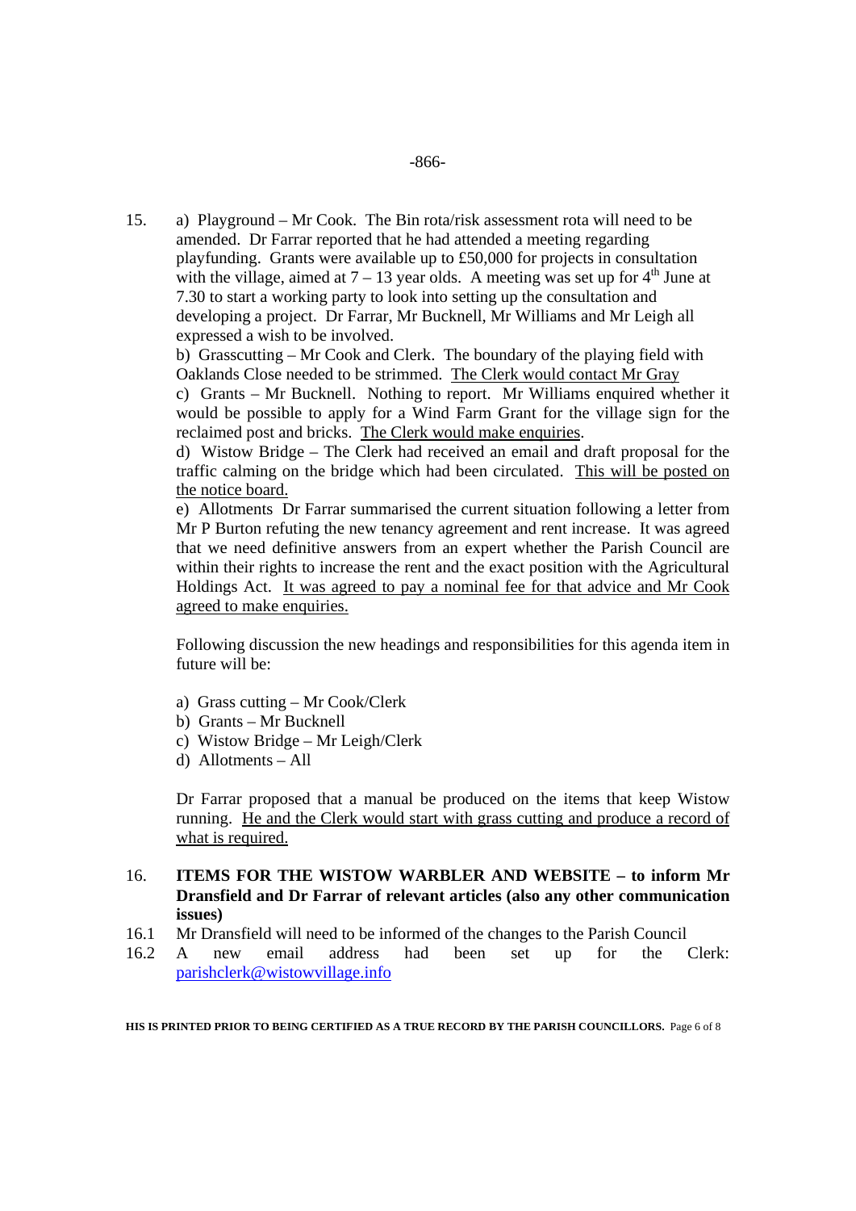15. a) Playground – Mr Cook. The Bin rota/risk assessment rota will need to be amended. Dr Farrar reported that he had attended a meeting regarding playfunding. Grants were available up to £50,000 for projects in consultation with the village, aimed at 7 – 13 year olds. A meeting was set up for 4th June at 7.30 to start a working party to look into setting up the consultation and developing a project. Dr Farrar, Mr Bucknell, Mr Williams and Mr Leigh all expressed a wish to be involved.

b) Grasscutting – Mr Cook and Clerk. The boundary of the playing field with Oaklands Close needed to be strimmed. <u>The Clerk would contact Mr Gray</u>

c) Grants – Mr Bucknell. Nothing to report. Mr Williams enquired whether it would be possible to apply for a Wind Farm Grant for the village sign for the reclaimed post and bricks. <u>The Clerk would make enquiries</u>.

d) Wistow Bridge – The Clerk had received an email and draft proposal for the traffic calming on the bridge which had been circulated. <u>This will be posted on the notice board.</u>

e) Allotments Dr Farrar summarised the current situation following a letter from Mr P Burton refuting the new tenancy agreement and rent increase. It was agreed that we need definitive answers from an expert whether the Parish Council are within their rights to increase the rent and the exact position with the Agricultural Holdings Act. <u>It was agreed to pay a nominal fee for that advice and Mr Cook agreed to make enquiries.</u>

Following discussion the new headings and responsibilities for this agenda item in future will be:

a) Grass cutting – Mr Cook/Clerk
b) Grants – Mr Bucknell
c) Wistow Bridge – Mr Leigh/Clerk
d) Allotments – All

Dr Farrar proposed that a manual be produced on the items that keep Wistow running. <u>He and the Clerk would start with grass cutting and produce a record of what is required.</u>

16. **ITEMS FOR THE WISTOW WARBLER AND WEBSITE – to inform Mr Dransfield and Dr Farrar of relevant articles (also any other communication issues)**

16.1 Mr Dransfield will need to be informed of the changes to the Parish Council

16.2 A new email address had been set up for the Clerk: parishclerk@wistowvillage.info

HIS IS PRINTED PRIOR TO BEING CERTIFIED AS A TRUE RECORD BY THE PARISH COUNCILLORS.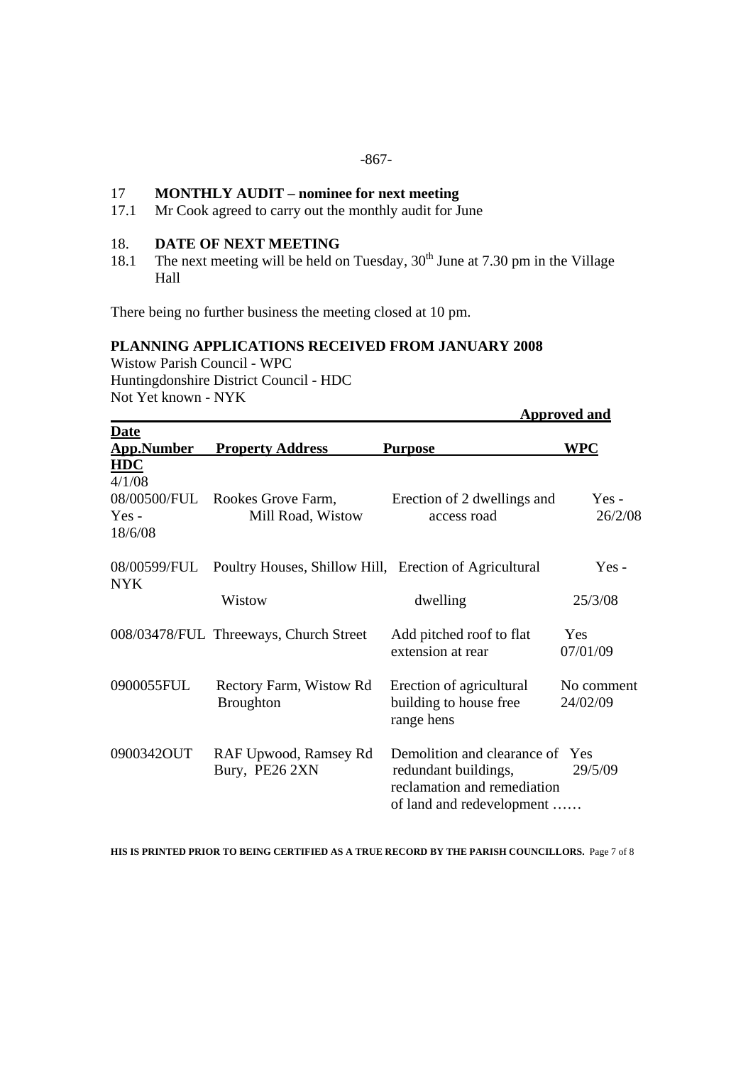-867-

## 17 MONTHLY AUDIT – nominee for next meeting

17.1 Mr Cook agreed to carry out the monthly audit for June

## 18. DATE OF NEXT MEETING

18.1 The next meeting will be held on Tuesday, 30th June at 7.30 pm in the Village Hall

There being no further business the meeting closed at 10 pm.

## PLANNING APPLICATIONS RECEIVED FROM JANUARY 2008

Wistow Parish Council - WPC
Huntingdonshire District Council - HDC
Not Yet known - NYK

| Date App.Number | Property Address | Purpose | Approved and WPC | HDC |
|---|---|---|---|---|
| 4/1/08 08/00500/FUL | Rookes Grove Farm, Mill Road, Wistow | Erection of 2 dwellings and access road | Yes - 26/2/08 | Yes - 18/6/08 |
| 08/00599/FUL | Poultry Houses, Shillow Hill, Wistow | Erection of Agricultural dwelling | Yes - 25/3/08 | NYK |
| 008/03478/FUL | Threeways, Church Street | Add pitched roof to flat extension at rear | Yes 07/01/09 | |
| 0900055FUL | Rectory Farm, Wistow Rd Broughton | Erection of agricultural building to house free range hens | No comment 24/02/09 | |
| 0900342OUT | RAF Upwood, Ramsey Rd Bury, PE26 2XN | Demolition and clearance of redundant buildings, reclamation and remediation of land and redevelopment …… | Yes 29/5/09 | |

HIS IS PRINTED PRIOR TO BEING CERTIFIED AS A TRUE RECORD BY THE PARISH COUNCILLORS.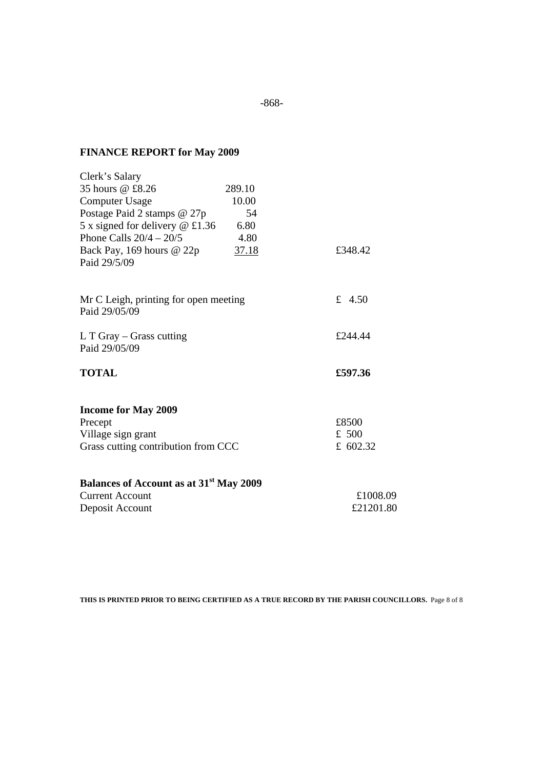## FINANCE REPORT for May 2009

| | | |
|---|---|---|
| Clerk's Salary | | |
| 35 hours @ £8.26 | 289.10 | |
| Computer Usage | 10.00 | |
| Postage Paid 2 stamps @ 27p | 54 | |
| 5 x signed for delivery @ £1.36 | 6.80 | |
| Phone Calls 20/4 – 20/5 | 4.80 | |
| Back Pay, 169 hours @ 22p | 37.18 | £348.42 |
| Paid 29/5/09 | | |
| Mr C Leigh, printing for open meeting | | £ 4.50 |
| Paid 29/05/09 | | |
| L T Gray – Grass cutting | | £244.44 |
| Paid 29/05/09 | | |
| **TOTAL** | | **£597.36** |

**Income for May 2009**

| | |
|---|---|
| Precept | £8500 |
| Village sign grant | £ 500 |
| Grass cutting contribution from CCC | £ 602.32 |

**Balances of Account as at 31st May 2009**

| | |
|---|---|
| Current Account | £1008.09 |
| Deposit Account | £21201.80 |

**THIS IS PRINTED PRIOR TO BEING CERTIFIED AS A TRUE RECORD BY THE PARISH COUNCILLORS.**